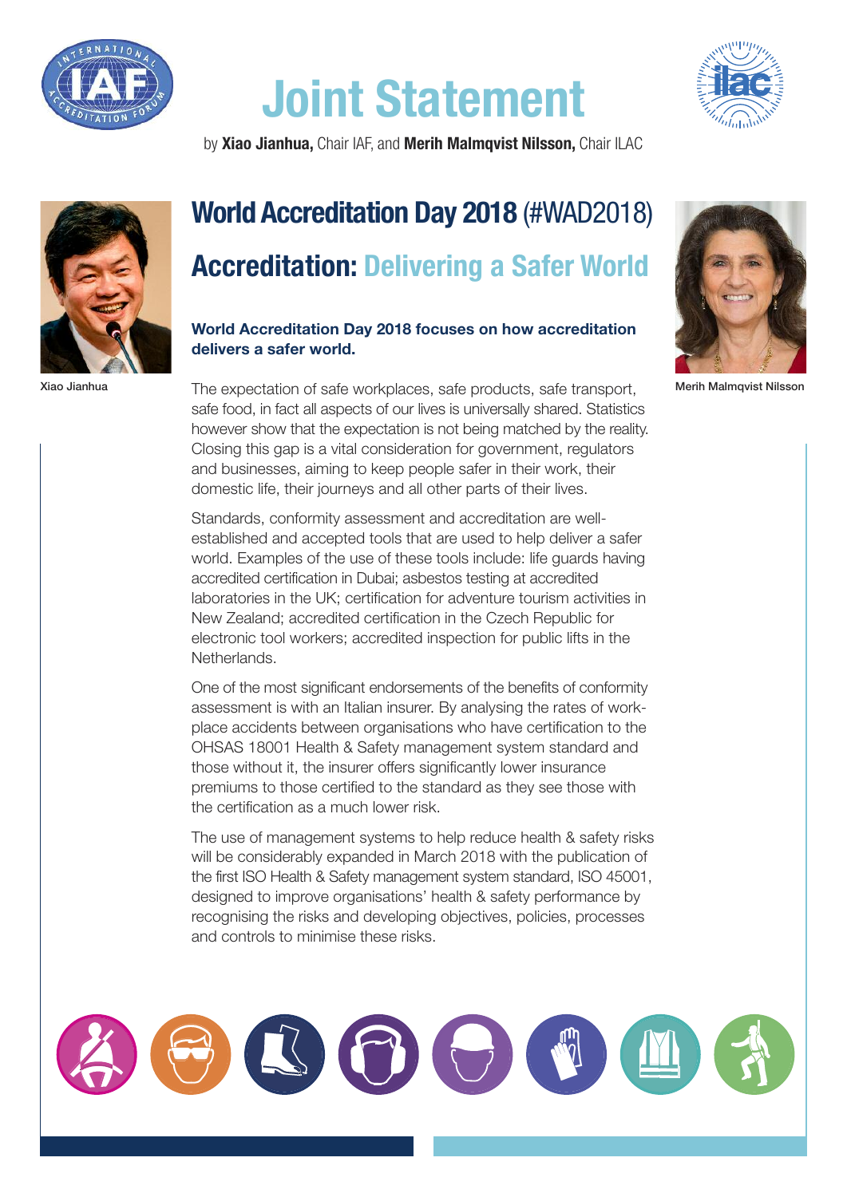# Joint Statement

by **Xiao Jianhua,** Chair IAF, and **Merih Malmqvist Nilsson,** Chair ILAC

Xiao Jianhua

Merih Malmqvist Nilsson

## World Accreditation Day 2018 (#WAD2018)

## Accreditation: Delivering a Safer World

**World Accreditation Day 2018 focuses on how accreditation delivers a safer world.**

The expectation of safe workplaces, safe products, safe transport, safe food, in fact all aspects of our lives is universally shared. Statistics however show that the expectation is not being matched by the reality. Closing this gap is a vital consideration for government, regulators and businesses, aiming to keep people safer in their work, their domestic life, their journeys and all other parts of their lives.

Standards, conformity assessment and accreditation are well-established and accepted tools that are used to help deliver a safer world. Examples of the use of these tools include: life guards having accredited certification in Dubai; asbestos testing at accredited laboratories in the UK; certification for adventure tourism activities in New Zealand; accredited certification in the Czech Republic for electronic tool workers; accredited inspection for public lifts in the Netherlands.

One of the most significant endorsements of the benefits of conformity assessment is with an Italian insurer. By analysing the rates of work-place accidents between organisations who have certification to the OHSAS 18001 Health & Safety management system standard and those without it, the insurer offers significantly lower insurance premiums to those certified to the standard as they see those with the certification as a much lower risk.

The use of management systems to help reduce health & safety risks will be considerably expanded in March 2018 with the publication of the first ISO Health & Safety management system standard, ISO 45001, designed to improve organisations' health & safety performance by recognising the risks and developing objectives, policies, processes and controls to minimise these risks.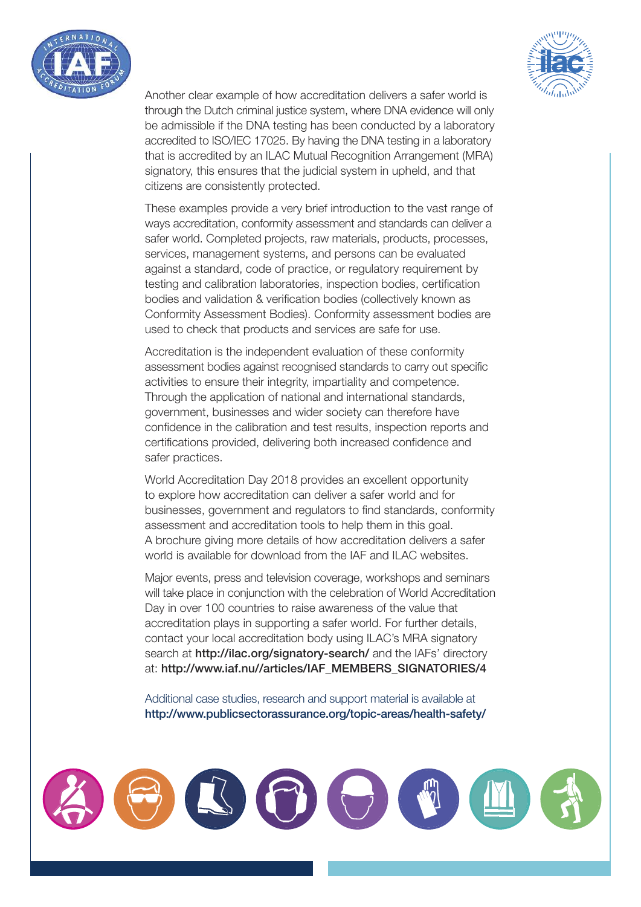Another clear example of how accreditation delivers a safer world is through the Dutch criminal justice system, where DNA evidence will only be admissible if the DNA testing has been conducted by a laboratory accredited to ISO/IEC 17025. By having the DNA testing in a laboratory that is accredited by an ILAC Mutual Recognition Arrangement (MRA) signatory, this ensures that the judicial system in upheld, and that citizens are consistently protected.

These examples provide a very brief introduction to the vast range of ways accreditation, conformity assessment and standards can deliver a safer world. Completed projects, raw materials, products, processes, services, management systems, and persons can be evaluated against a standard, code of practice, or regulatory requirement by testing and calibration laboratories, inspection bodies, certification bodies and validation & verification bodies (collectively known as Conformity Assessment Bodies). Conformity assessment bodies are used to check that products and services are safe for use.

Accreditation is the independent evaluation of these conformity assessment bodies against recognised standards to carry out specific activities to ensure their integrity, impartiality and competence. Through the application of national and international standards, government, businesses and wider society can therefore have confidence in the calibration and test results, inspection reports and certifications provided, delivering both increased confidence and safer practices.

World Accreditation Day 2018 provides an excellent opportunity to explore how accreditation can deliver a safer world and for businesses, government and regulators to find standards, conformity assessment and accreditation tools to help them in this goal. A brochure giving more details of how accreditation delivers a safer world is available for download from the IAF and ILAC websites.

Major events, press and television coverage, workshops and seminars will take place in conjunction with the celebration of World Accreditation Day in over 100 countries to raise awareness of the value that accreditation plays in supporting a safer world. For further details, contact your local accreditation body using ILAC's MRA signatory search at **http://ilac.org/signatory-search/** and the IAFs' directory at: **http://www.iaf.nu//articles/IAF_MEMBERS_SIGNATORIES/4**

Additional case studies, research and support material is available at **http://www.publicsectorassurance.org/topic-areas/health-safety/**